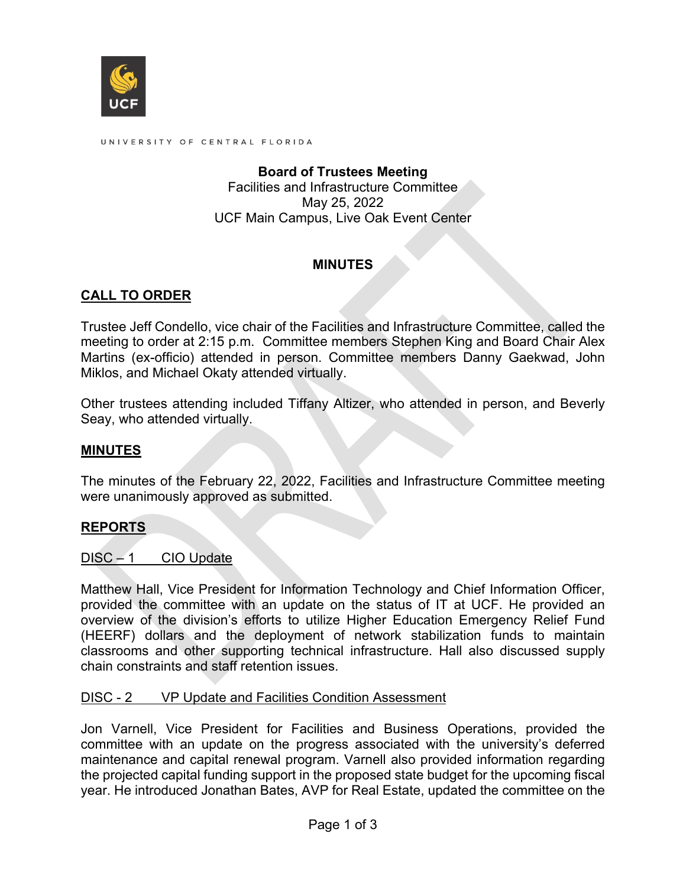UNIVERSITY OF CENTRAL FLORIDA

**Board of Trustees Meeting**
Facilities and Infrastructure Committee
May 25, 2022
UCF Main Campus, Live Oak Event Center

## MINUTES

### CALL TO ORDER

Trustee Jeff Condello, vice chair of the Facilities and Infrastructure Committee, called the meeting to order at 2:15 p.m. Committee members Stephen King and Board Chair Alex Martins (ex-officio) attended in person. Committee members Danny Gaekwad, John Miklos, and Michael Okaty attended virtually.

Other trustees attending included Tiffany Altizer, who attended in person, and Beverly Seay, who attended virtually.

### MINUTES

The minutes of the February 22, 2022, Facilities and Infrastructure Committee meeting were unanimously approved as submitted.

### REPORTS

DISC – 1 CIO Update

Matthew Hall, Vice President for Information Technology and Chief Information Officer, provided the committee with an update on the status of IT at UCF. He provided an overview of the division's efforts to utilize Higher Education Emergency Relief Fund (HEERF) dollars and the deployment of network stabilization funds to maintain classrooms and other supporting technical infrastructure. Hall also discussed supply chain constraints and staff retention issues.

DISC - 2 VP Update and Facilities Condition Assessment

Jon Varnell, Vice President for Facilities and Business Operations, provided the committee with an update on the progress associated with the university's deferred maintenance and capital renewal program. Varnell also provided information regarding the projected capital funding support in the proposed state budget for the upcoming fiscal year. He introduced Jonathan Bates, AVP for Real Estate, updated the committee on the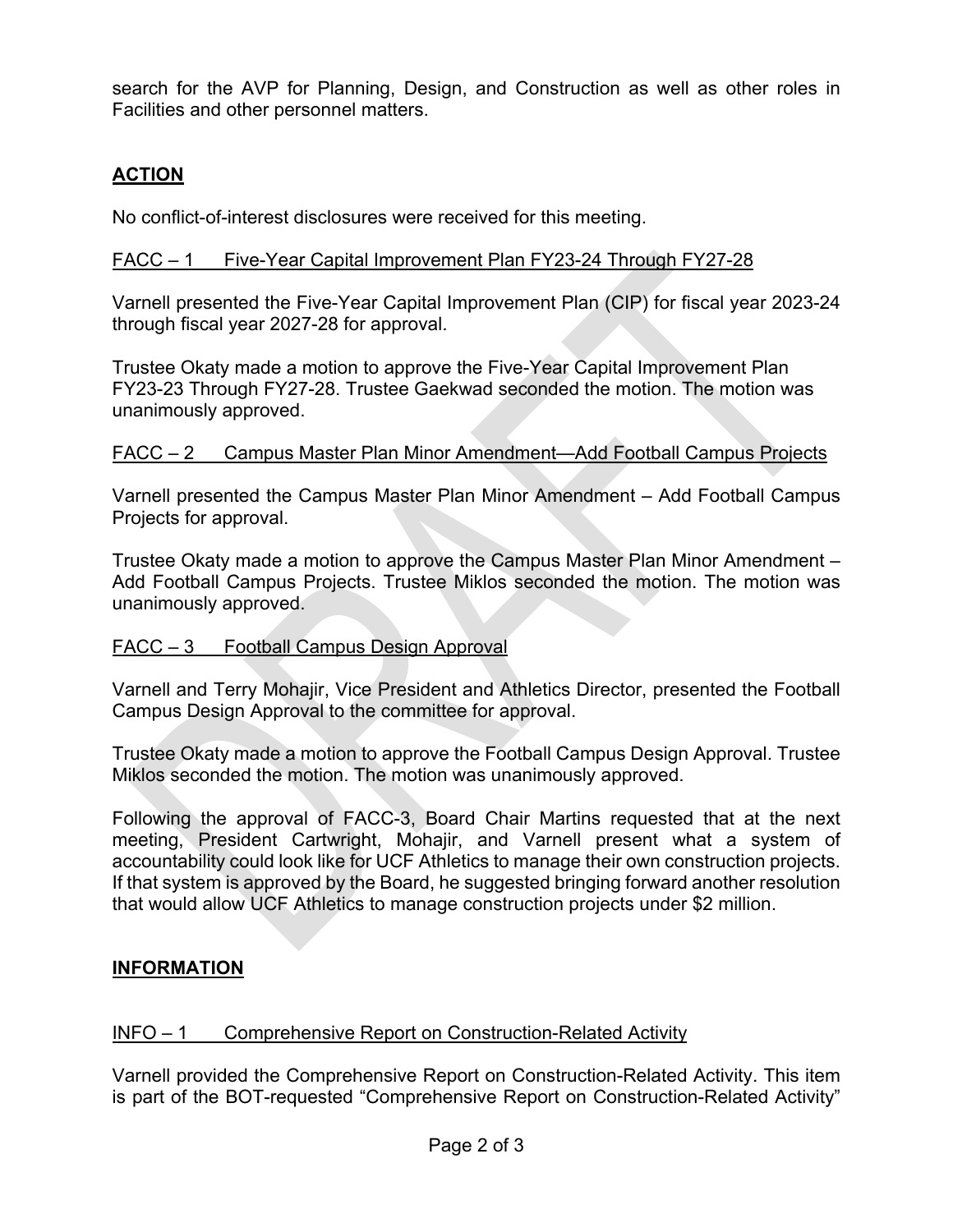search for the AVP for Planning, Design, and Construction as well as other roles in Facilities and other personnel matters.

## ACTION

No conflict-of-interest disclosures were received for this meeting.

### FACC – 1 Five-Year Capital Improvement Plan FY23-24 Through FY27-28

Varnell presented the Five-Year Capital Improvement Plan (CIP) for fiscal year 2023-24 through fiscal year 2027-28 for approval.

Trustee Okaty made a motion to approve the Five-Year Capital Improvement Plan FY23-23 Through FY27-28. Trustee Gaekwad seconded the motion. The motion was unanimously approved.

### FACC – 2 Campus Master Plan Minor Amendment—Add Football Campus Projects

Varnell presented the Campus Master Plan Minor Amendment – Add Football Campus Projects for approval.

Trustee Okaty made a motion to approve the Campus Master Plan Minor Amendment – Add Football Campus Projects. Trustee Miklos seconded the motion. The motion was unanimously approved.

### FACC – 3 Football Campus Design Approval

Varnell and Terry Mohajir, Vice President and Athletics Director, presented the Football Campus Design Approval to the committee for approval.

Trustee Okaty made a motion to approve the Football Campus Design Approval. Trustee Miklos seconded the motion. The motion was unanimously approved.

Following the approval of FACC-3, Board Chair Martins requested that at the next meeting, President Cartwright, Mohajir, and Varnell present what a system of accountability could look like for UCF Athletics to manage their own construction projects. If that system is approved by the Board, he suggested bringing forward another resolution that would allow UCF Athletics to manage construction projects under $2 million.

## INFORMATION

### INFO – 1 Comprehensive Report on Construction-Related Activity

Varnell provided the Comprehensive Report on Construction-Related Activity. This item is part of the BOT-requested "Comprehensive Report on Construction-Related Activity"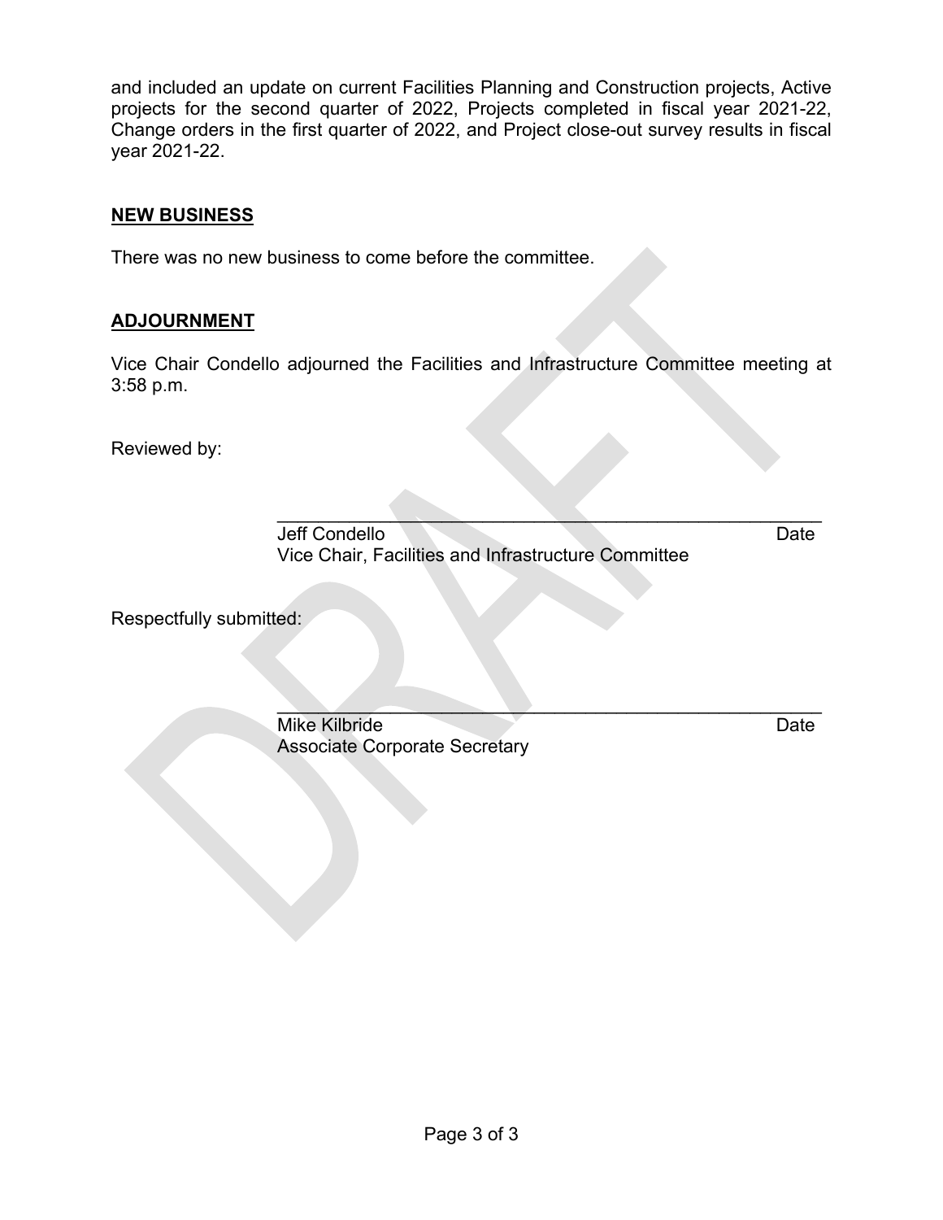and included an update on current Facilities Planning and Construction projects, Active projects for the second quarter of 2022, Projects completed in fiscal year 2021-22, Change orders in the first quarter of 2022, and Project close-out survey results in fiscal year 2021-22.

**NEW BUSINESS**

There was no new business to come before the committee.

**ADJOURNMENT**

Vice Chair Condello adjourned the Facilities and Infrastructure Committee meeting at 3:58 p.m.

Reviewed by:

\_\_\_\_\_\_\_\_\_\_\_\_\_\_\_\_\_\_\_\_\_\_\_\_\_\_\_\_\_\_\_\_\_\_\_\_\_\_\_\_\_\_\_\_\_\_\_\_\_\_

Jeff Condello Date

Vice Chair, Facilities and Infrastructure Committee

Respectfully submitted:

\_\_\_\_\_\_\_\_\_\_\_\_\_\_\_\_\_\_\_\_\_\_\_\_\_\_\_\_\_\_\_\_\_\_\_\_\_\_\_\_\_\_\_\_\_\_\_\_\_\_

Mike Kilbride Date

Associate Corporate Secretary

DRAFT